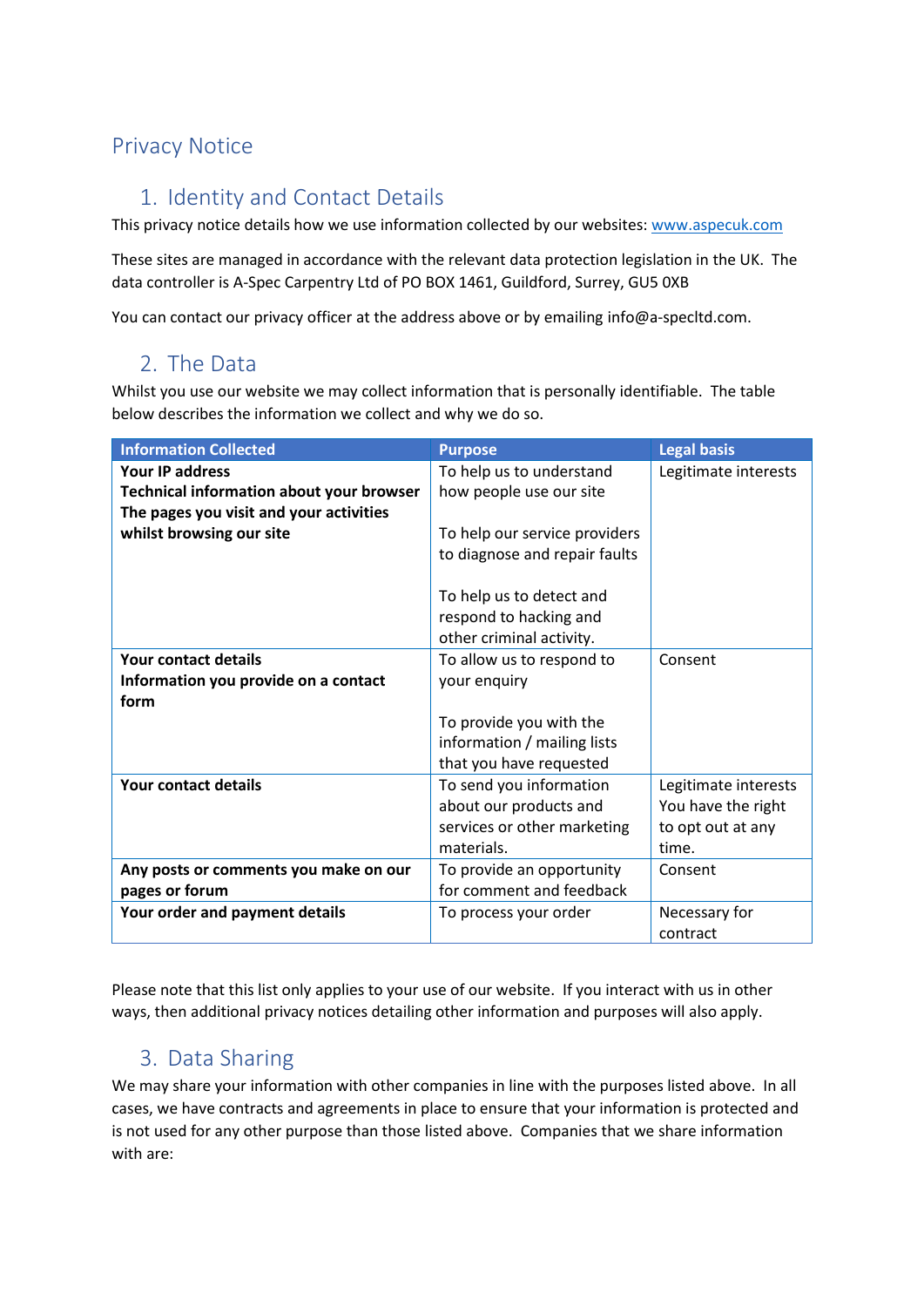# Privacy Notice

## 1. Identity and Contact Details

This privacy notice details how we use information collected by our websites: [www.aspecuk.com](www.aspecuk.com)

These sites are managed in accordance with the relevant data protection legislation in the UK. The data controller is A-Spec Carpentry Ltd of PO BOX 1461, Guildford, Surrey, GU5 0XB

You can contact our privacy officer at the address above or by emailing info@a-specltd.com.

## 2. The Data

Whilst you use our website we may collect information that is personally identifiable. The table below describes the information we collect and why we do so.

| Information Collected | Purpose | Legal basis |
|---|---|---|
| **Your IP address**<br>**Technical information about your browser**<br>**The pages you visit and your activities whilst browsing our site** | To help us to understand how people use our site<br><br>To help our service providers to diagnose and repair faults<br><br>To help us to detect and respond to hacking and other criminal activity. | Legitimate interests |
| **Your contact details**<br>**Information you provide on a contact form** | To allow us to respond to your enquiry<br><br>To provide you with the information / mailing lists that you have requested | Consent |
| **Your contact details** | To send you information about our products and services or other marketing materials. | Legitimate interests You have the right to opt out at any time. |
| **Any posts or comments you make on our pages or forum** | To provide an opportunity for comment and feedback | Consent |
| **Your order and payment details** | To process your order | Necessary for contract |

Please note that this list only applies to your use of our website. If you interact with us in other ways, then additional privacy notices detailing other information and purposes will also apply.

## 3. Data Sharing

We may share your information with other companies in line with the purposes listed above. In all cases, we have contracts and agreements in place to ensure that your information is protected and is not used for any other purpose than those listed above. Companies that we share information with are: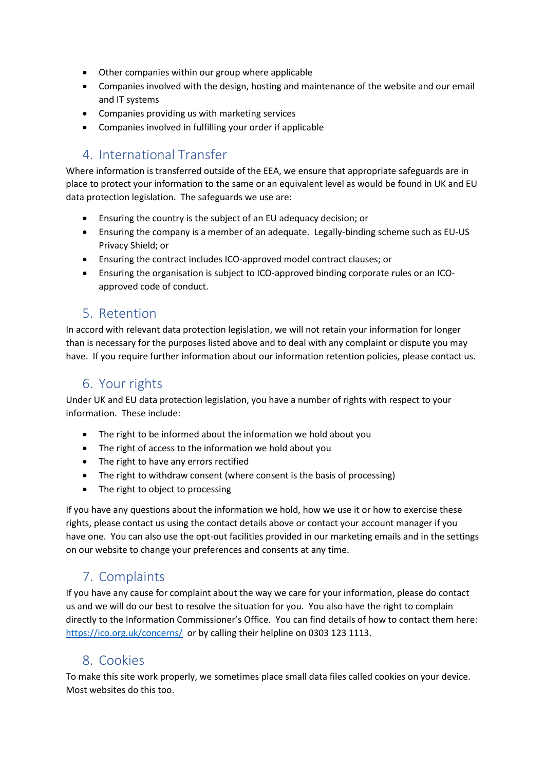- Other companies within our group where applicable
- Companies involved with the design, hosting and maintenance of the website and our email and IT systems
- Companies providing us with marketing services
- Companies involved in fulfilling your order if applicable

## 4. International Transfer

Where information is transferred outside of the EEA, we ensure that appropriate safeguards are in place to protect your information to the same or an equivalent level as would be found in UK and EU data protection legislation.  The safeguards we use are:

- Ensuring the country is the subject of an EU adequacy decision; or
- Ensuring the company is a member of an adequate.  Legally-binding scheme such as EU-US Privacy Shield; or
- Ensuring the contract includes ICO-approved model contract clauses; or
- Ensuring the organisation is subject to ICO-approved binding corporate rules or an ICO-approved code of conduct.

## 5. Retention

In accord with relevant data protection legislation, we will not retain your information for longer than is necessary for the purposes listed above and to deal with any complaint or dispute you may have.  If you require further information about our information retention policies, please contact us.

## 6. Your rights

Under UK and EU data protection legislation, you have a number of rights with respect to your information.  These include:

- The right to be informed about the information we hold about you
- The right of access to the information we hold about you
- The right to have any errors rectified
- The right to withdraw consent (where consent is the basis of processing)
- The right to object to processing

If you have any questions about the information we hold, how we use it or how to exercise these rights, please contact us using the contact details above or contact your account manager if you have one.  You can also use the opt-out facilities provided in our marketing emails and in the settings on our website to change your preferences and consents at any time.

## 7. Complaints

If you have any cause for complaint about the way we care for your information, please do contact us and we will do our best to resolve the situation for you.  You also have the right to complain directly to the Information Commissioner's Office.  You can find details of how to contact them here: [https://ico.org.uk/concerns/](https://ico.org.uk/concerns/) or by calling their helpline on 0303 123 1113.

## 8. Cookies

To make this site work properly, we sometimes place small data files called cookies on your device. Most websites do this too.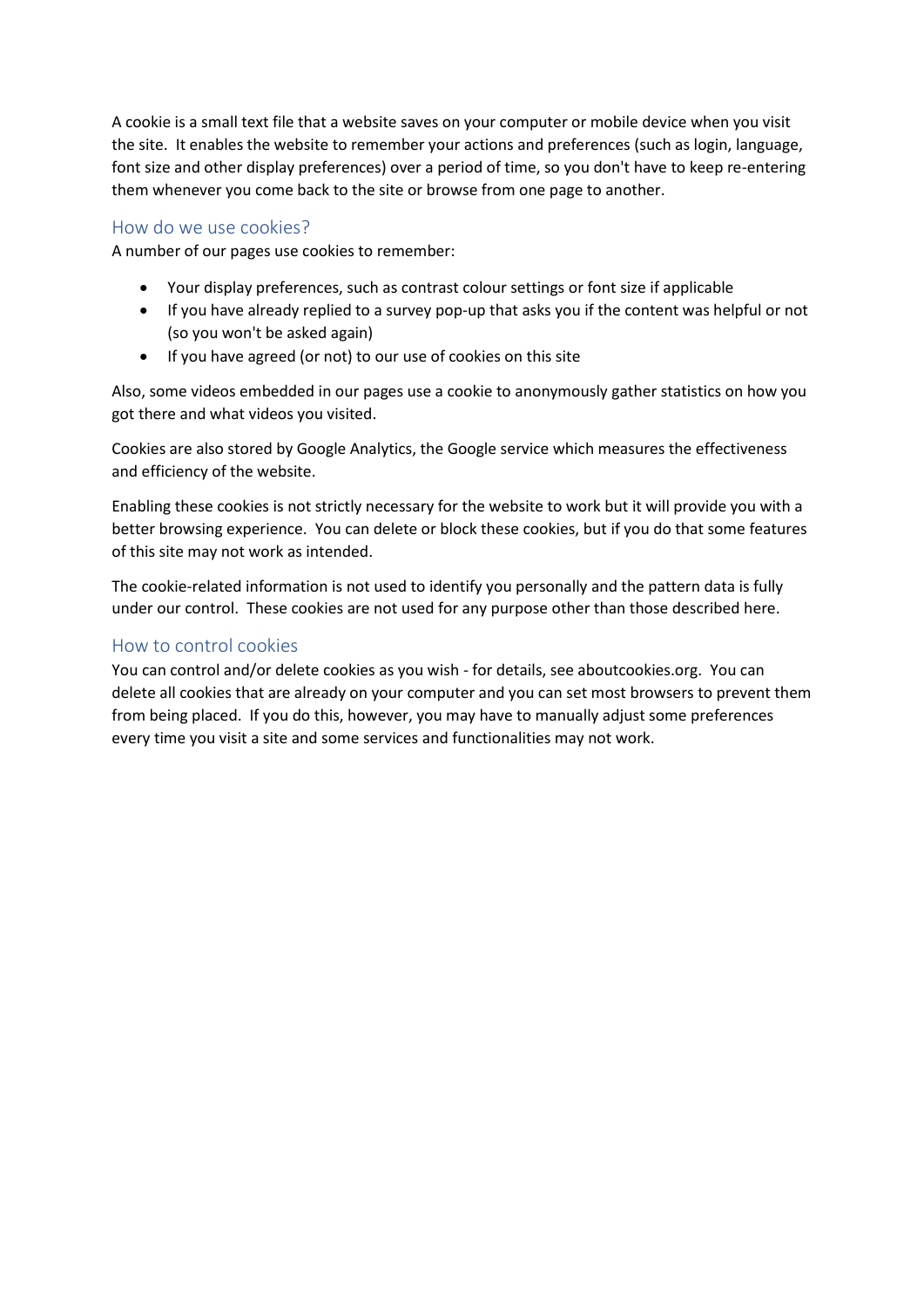A cookie is a small text file that a website saves on your computer or mobile device when you visit the site. It enables the website to remember your actions and preferences (such as login, language, font size and other display preferences) over a period of time, so you don't have to keep re-entering them whenever you come back to the site or browse from one page to another.

## How do we use cookies?

A number of our pages use cookies to remember:

- Your display preferences, such as contrast colour settings or font size if applicable
- If you have already replied to a survey pop-up that asks you if the content was helpful or not (so you won't be asked again)
- If you have agreed (or not) to our use of cookies on this site

Also, some videos embedded in our pages use a cookie to anonymously gather statistics on how you got there and what videos you visited.

Cookies are also stored by Google Analytics, the Google service which measures the effectiveness and efficiency of the website.

Enabling these cookies is not strictly necessary for the website to work but it will provide you with a better browsing experience. You can delete or block these cookies, but if you do that some features of this site may not work as intended.

The cookie-related information is not used to identify you personally and the pattern data is fully under our control. These cookies are not used for any purpose other than those described here.

## How to control cookies

You can control and/or delete cookies as you wish - for details, see aboutcookies.org. You can delete all cookies that are already on your computer and you can set most browsers to prevent them from being placed. If you do this, however, you may have to manually adjust some preferences every time you visit a site and some services and functionalities may not work.